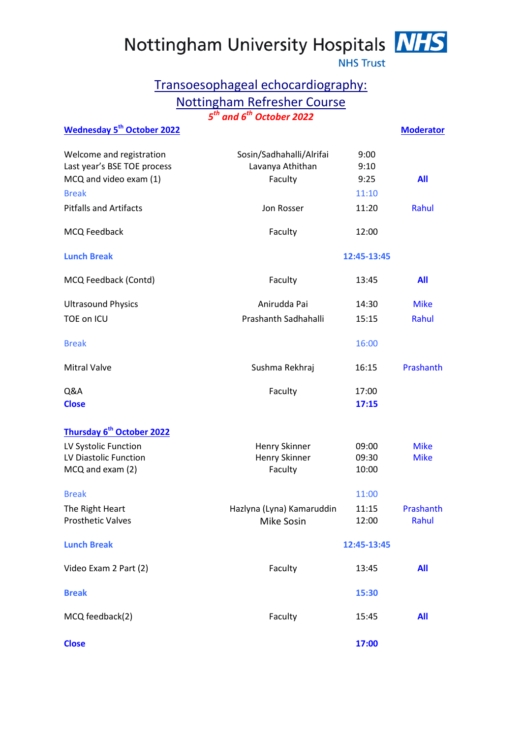Nottingham University Hospitals **NHS**
NHS Trust

# Transoesophageal echocardiography: Nottingham Refresher Course

***5th and 6th October 2022***

| **Wednesday 5th October 2022** | | | **Moderator** |
|---|---|---|---|
| Welcome and registration | Sosin/Sadhahalli/Alrifai | 9:00 | |
| Last year's BSE TOE process | Lavanya Athithan | 9:10 | |
| MCQ and video exam (1) | Faculty | 9:25 | **All** |
| Break | | 11:10 | |
| Pitfalls and Artifacts | Jon Rosser | 11:20 | Rahul |
| MCQ Feedback | Faculty | 12:00 | |
| **Lunch Break** | | **12:45-13:45** | |
| MCQ Feedback (Contd) | Faculty | 13:45 | **All** |
| Ultrasound Physics | Anirudda Pai | 14:30 | Mike |
| TOE on ICU | Prashanth Sadhahalli | 15:15 | Rahul |
| Break | | 16:00 | |
| Mitral Valve | Sushma Rekhraj | 16:15 | Prashanth |
| Q&A | Faculty | 17:00 | |
| **Close** | | **17:15** | |

| **Thursday 6th October 2022** | | | |
|---|---|---|---|
| LV Systolic Function | Henry Skinner | 09:00 | Mike |
| LV Diastolic Function | Henry Skinner | 09:30 | Mike |
| MCQ and exam (2) | Faculty | 10:00 | |
| Break | | 11:00 | |
| The Right Heart | Hazlyna (Lyna) Kamaruddin | 11:15 | Prashanth |
| Prosthetic Valves | Mike Sosin | 12:00 | Rahul |
| **Lunch Break** | | **12:45-13:45** | |
| Video Exam 2 Part (2) | Faculty | 13:45 | **All** |
| **Break** | | **15:30** | |
| MCQ feedback(2) | Faculty | 15:45 | **All** |
| **Close** | | **17:00** | |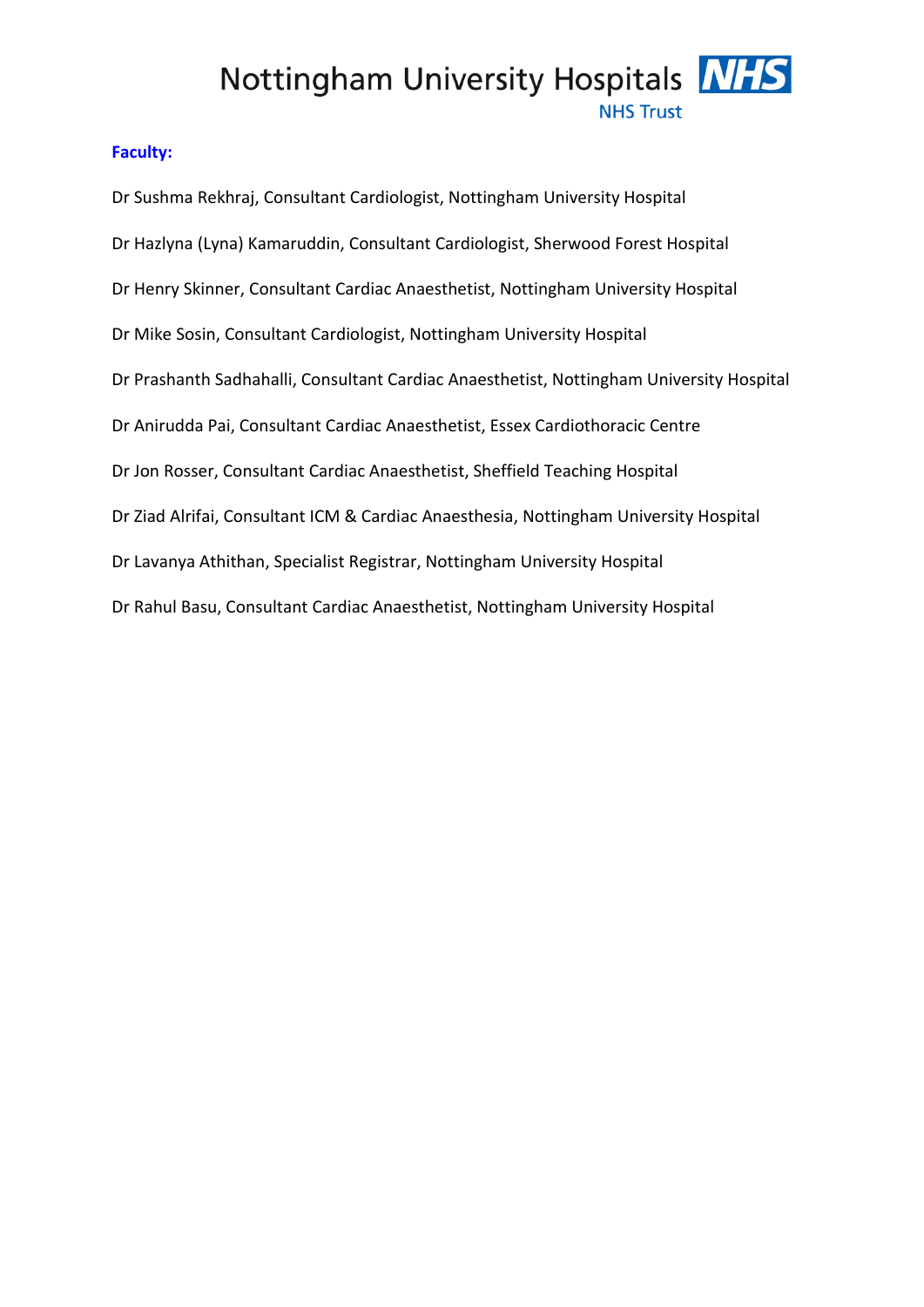**Faculty:**

Dr Sushma Rekhraj, Consultant Cardiologist, Nottingham University Hospital

Dr Hazlyna (Lyna) Kamaruddin, Consultant Cardiologist, Sherwood Forest Hospital

Dr Henry Skinner, Consultant Cardiac Anaesthetist, Nottingham University Hospital

Dr Mike Sosin, Consultant Cardiologist, Nottingham University Hospital

Dr Prashanth Sadhahalli, Consultant Cardiac Anaesthetist, Nottingham University Hospital

Dr Anirudda Pai, Consultant Cardiac Anaesthetist, Essex Cardiothoracic Centre

Dr Jon Rosser, Consultant Cardiac Anaesthetist, Sheffield Teaching Hospital

Dr Ziad Alrifai, Consultant ICM & Cardiac Anaesthesia, Nottingham University Hospital

Dr Lavanya Athithan, Specialist Registrar, Nottingham University Hospital

Dr Rahul Basu, Consultant Cardiac Anaesthetist, Nottingham University Hospital